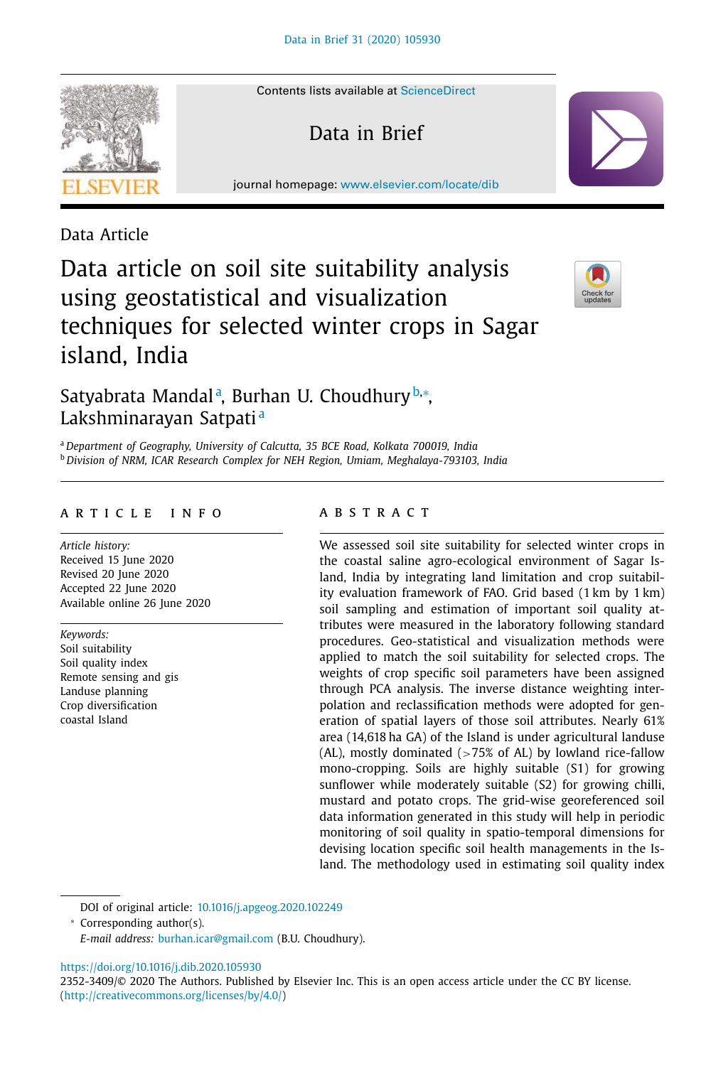Data Article

# Data article on soil site suitability analysis using geostatistical and visualization techniques for selected winter crops in Sagar island, India

Satyabrata Mandal[a], Burhan U. Choudhury[b,*], Lakshminarayan Satpati[a]

[a] *Department of Geography, University of Calcutta, 35 BCE Road, Kolkata 700019, India*
[b] *Division of NRM, ICAR Research Complex for NEH Region, Umiam, Meghalaya-793103, India*

## ARTICLE INFO

*Article history:*
Received 15 June 2020
Revised 20 June 2020
Accepted 22 June 2020
Available online 26 June 2020

*Keywords:*
Soil suitability
Soil quality index
Remote sensing and gis
Landuse planning
Crop diversification
coastal Island

## ABSTRACT

We assessed soil site suitability for selected winter crops in the coastal saline agro-ecological environment of Sagar Island, India by integrating land limitation and crop suitability evaluation framework of FAO. Grid based (1 km by 1 km) soil sampling and estimation of important soil quality attributes were measured in the laboratory following standard procedures. Geo-statistical and visualization methods were applied to match the soil suitability for selected crops. The weights of crop specific soil parameters have been assigned through PCA analysis. The inverse distance weighting interpolation and reclassification methods were adopted for generation of spatial layers of those soil attributes. Nearly 61% area (14,618 ha GA) of the Island is under agricultural landuse (AL), mostly dominated (>75% of AL) by lowland rice-fallow mono-cropping. Soils are highly suitable (S1) for growing sunflower while moderately suitable (S2) for growing chilli, mustard and potato crops. The grid-wise georeferenced soil data information generated in this study will help in periodic monitoring of soil quality in spatio-temporal dimensions for devising location specific soil health managements in the Island. The methodology used in estimating soil quality index

---

DOI of original article: 10.1016/j.apgeog.2020.102249

* Corresponding author(s).
*E-mail address:* burhan.icar@gmail.com (B.U. Choudhury).

https://doi.org/10.1016/j.dib.2020.105930
2352-3409/© 2020 The Authors. Published by Elsevier Inc. This is an open access article under the CC BY license. (http://creativecommons.org/licenses/by/4.0/)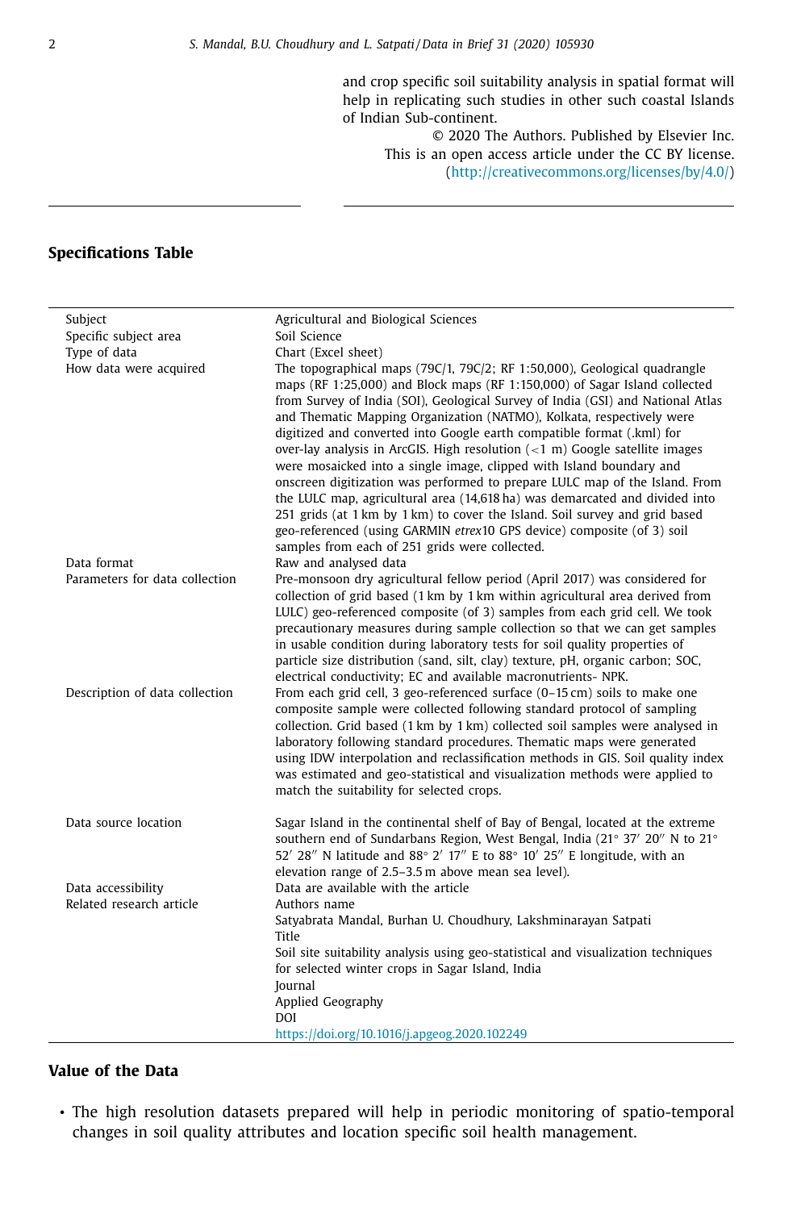and crop specific soil suitability analysis in spatial format will help in replicating such studies in other such coastal Islands of Indian Sub-continent.

© 2020 The Authors. Published by Elsevier Inc.
This is an open access article under the CC BY license.
(http://creativecommons.org/licenses/by/4.0/)

## Specifications Table

| | |
|---|---|
| Subject | Agricultural and Biological Sciences |
| Specific subject area | Soil Science |
| Type of data | Chart (Excel sheet) |
| How data were acquired | The topographical maps (79C/1, 79C/2; RF 1:50,000), Geological quadrangle maps (RF 1:25,000) and Block maps (RF 1:150,000) of Sagar Island collected from Survey of India (SOI), Geological Survey of India (GSI) and National Atlas and Thematic Mapping Organization (NATMO), Kolkata, respectively were digitized and converted into Google earth compatible format (.kml) for over-lay analysis in ArcGIS. High resolution (<1 m) Google satellite images were mosaicked into a single image, clipped with Island boundary and onscreen digitization was performed to prepare LULC map of the Island. From the LULC map, agricultural area (14,618 ha) was demarcated and divided into 251 grids (at 1 km by 1 km) to cover the Island. Soil survey and grid based geo-referenced (using GARMIN *etrex*10 GPS device) composite (of 3) soil samples from each of 251 grids were collected. |
| Data format | Raw and analysed data |
| Parameters for data collection | Pre-monsoon dry agricultural fellow period (April 2017) was considered for collection of grid based (1 km by 1 km within agricultural area derived from LULC) geo-referenced composite (of 3) samples from each grid cell. We took precautionary measures during sample collection so that we can get samples in usable condition during laboratory tests for soil quality properties of particle size distribution (sand, silt, clay) texture, pH, organic carbon; SOC, electrical conductivity; EC and available macronutrients- NPK. |
| Description of data collection | From each grid cell, 3 geo-referenced surface (0–15 cm) soils to make one composite sample were collected following standard protocol of sampling collection. Grid based (1 km by 1 km) collected soil samples were analysed in laboratory following standard procedures. Thematic maps were generated using IDW interpolation and reclassification methods in GIS. Soil quality index was estimated and geo-statistical and visualization methods were applied to match the suitability for selected crops. |
| Data source location | Sagar Island in the continental shelf of Bay of Bengal, located at the extreme southern end of Sundarbans Region, West Bengal, India (21° 37′ 20″ N to 21° 52′ 28″ N latitude and 88° 2′ 17″ E to 88° 10′ 25″ E longitude, with an elevation range of 2.5–3.5 m above mean sea level). |
| Data accessibility | Data are available with the article |
| Related research article | Authors name<br>Satyabrata Mandal, Burhan U. Choudhury, Lakshminarayan Satpati<br>Title<br>Soil site suitability analysis using geo-statistical and visualization techniques for selected winter crops in Sagar Island, India<br>Journal<br>Applied Geography<br>DOI<br>https://doi.org/10.1016/j.apgeog.2020.102249 |

## Value of the Data

- The high resolution datasets prepared will help in periodic monitoring of spatio-temporal changes in soil quality attributes and location specific soil health management.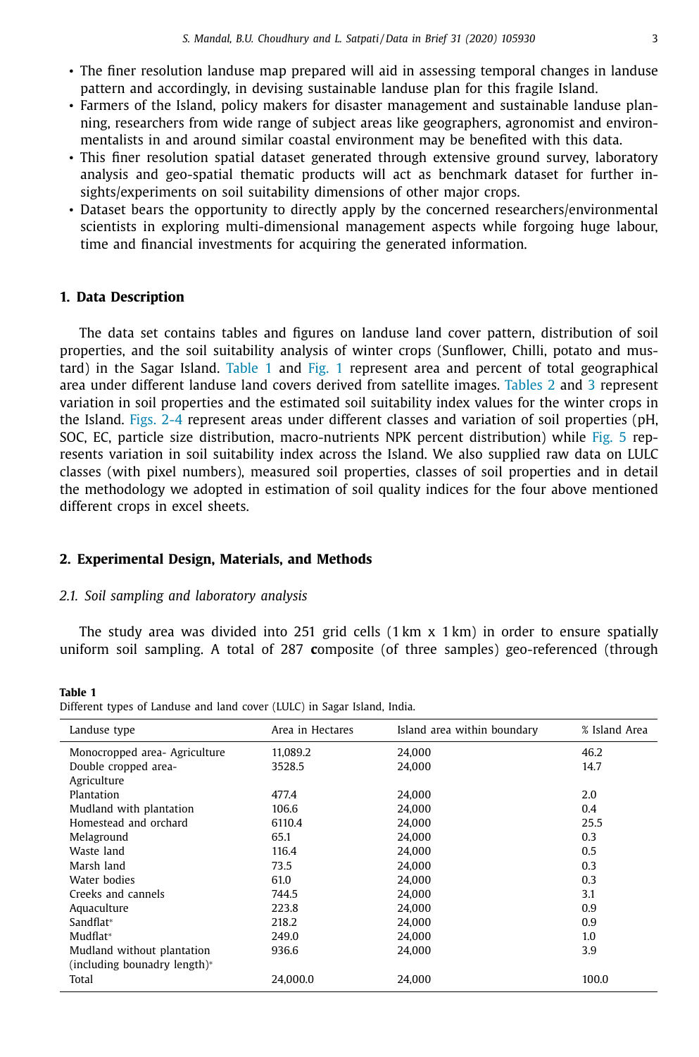- The finer resolution landuse map prepared will aid in assessing temporal changes in landuse pattern and accordingly, in devising sustainable landuse plan for this fragile Island.
- Farmers of the Island, policy makers for disaster management and sustainable landuse planning, researchers from wide range of subject areas like geographers, agronomist and environmentalists in and around similar coastal environment may be benefited with this data.
- This finer resolution spatial dataset generated through extensive ground survey, laboratory analysis and geo-spatial thematic products will act as benchmark dataset for further insights/experiments on soil suitability dimensions of other major crops.
- Dataset bears the opportunity to directly apply by the concerned researchers/environmental scientists in exploring multi-dimensional management aspects while forgoing huge labour, time and financial investments for acquiring the generated information.

## 1. Data Description

The data set contains tables and figures on landuse land cover pattern, distribution of soil properties, and the soil suitability analysis of winter crops (Sunflower, Chilli, potato and mustard) in the Sagar Island. Table 1 and Fig. 1 represent area and percent of total geographical area under different landuse land covers derived from satellite images. Tables 2 and 3 represent variation in soil properties and the estimated soil suitability index values for the winter crops in the Island. Figs. 2-4 represent areas under different classes and variation of soil properties (pH, SOC, EC, particle size distribution, macro-nutrients NPK percent distribution) while Fig. 5 represents variation in soil suitability index across the Island. We also supplied raw data on LULC classes (with pixel numbers), measured soil properties, classes of soil properties and in detail the methodology we adopted in estimation of soil quality indices for the four above mentioned different crops in excel sheets.

## 2. Experimental Design, Materials, and Methods

### 2.1. Soil sampling and laboratory analysis

The study area was divided into 251 grid cells (1 km x 1 km) in order to ensure spatially uniform soil sampling. A total of 287 **c**omposite (of three samples) geo-referenced (through

**Table 1**
Different types of Landuse and land cover (LULC) in Sagar Island, India.

| Landuse type | Area in Hectares | Island area within boundary | % Island Area |
|---|---|---|---|
| Monocropped area- Agriculture | 11,089.2 | 24,000 | 46.2 |
| Double cropped area- Agriculture | 3528.5 | 24,000 | 14.7 |
| Plantation | 477.4 | 24,000 | 2.0 |
| Mudland with plantation | 106.6 | 24,000 | 0.4 |
| Homestead and orchard | 6110.4 | 24,000 | 25.5 |
| Melaground | 65.1 | 24,000 | 0.3 |
| Waste land | 116.4 | 24,000 | 0.5 |
| Marsh land | 73.5 | 24,000 | 0.3 |
| Water bodies | 61.0 | 24,000 | 0.3 |
| Creeks and cannels | 744.5 | 24,000 | 3.1 |
| Aquaculture | 223.8 | 24,000 | 0.9 |
| Sandflat* | 218.2 | 24,000 | 0.9 |
| Mudflat* | 249.0 | 24,000 | 1.0 |
| Mudland without plantation (including bounadry length)* | 936.6 | 24,000 | 3.9 |
| Total | 24,000.0 | 24,000 | 100.0 |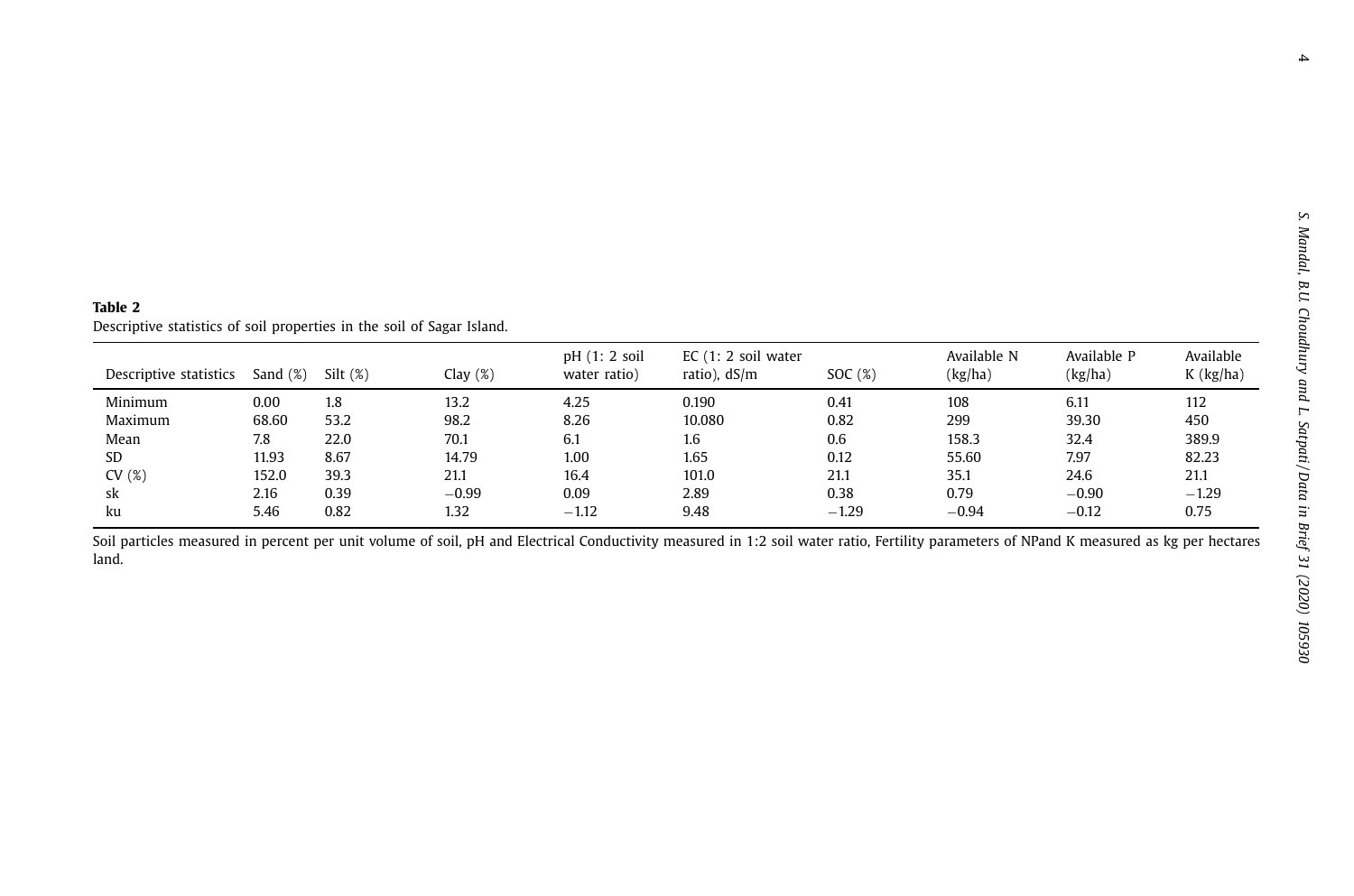**Table 2**
Descriptive statistics of soil properties in the soil of Sagar Island.

| Descriptive statistics | Sand (%) | Silt (%) | Clay (%) | pH (1: 2 soil water ratio) | EC (1: 2 soil water ratio), dS/m | SOC (%) | Available N (kg/ha) | Available P (kg/ha) | Available K (kg/ha) |
|---|---|---|---|---|---|---|---|---|---|
| Minimum | 0.00 | 1.8 | 13.2 | 4.25 | 0.190 | 0.41 | 108 | 6.11 | 112 |
| Maximum | 68.60 | 53.2 | 98.2 | 8.26 | 10.080 | 0.82 | 299 | 39.30 | 450 |
| Mean | 7.8 | 22.0 | 70.1 | 6.1 | 1.6 | 0.6 | 158.3 | 32.4 | 389.9 |
| SD | 11.93 | 8.67 | 14.79 | 1.00 | 1.65 | 0.12 | 55.60 | 7.97 | 82.23 |
| CV (%) | 152.0 | 39.3 | 21.1 | 16.4 | 101.0 | 21.1 | 35.1 | 24.6 | 21.1 |
| sk | 2.16 | 0.39 | −0.99 | 0.09 | 2.89 | 0.38 | 0.79 | −0.90 | −1.29 |
| ku | 5.46 | 0.82 | 1.32 | −1.12 | 9.48 | −1.29 | −0.94 | −0.12 | 0.75 |

Soil particles measured in percent per unit volume of soil, pH and Electrical Conductivity measured in 1:2 soil water ratio, Fertility parameters of NPand K measured as kg per hectares land.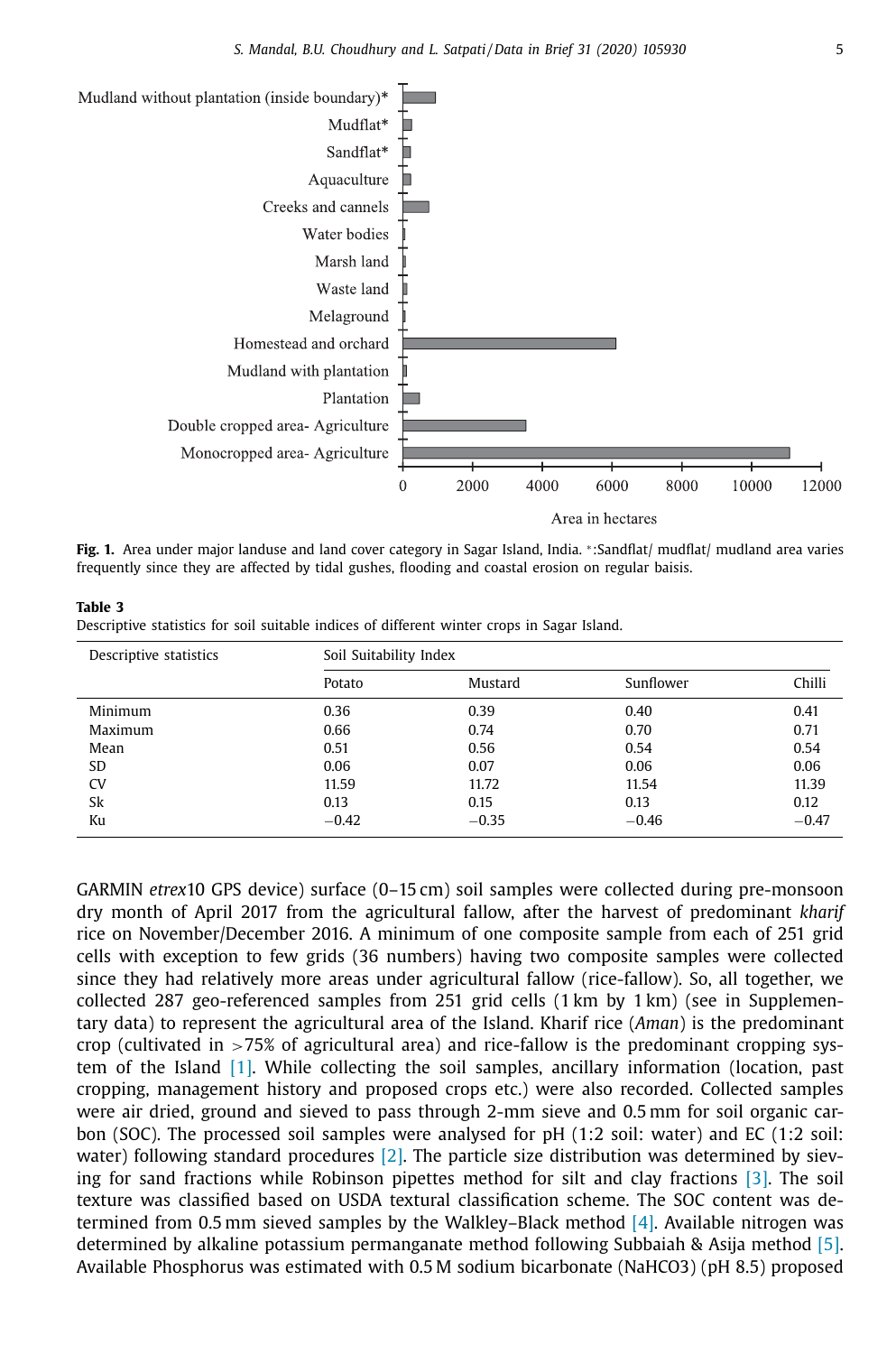Fig. 1. Area under major landuse and land cover category in Sagar Island, India. *:Sandflat/ mudflat/ mudland area varies frequently since they are affected by tidal gushes, flooding and coastal erosion on regular baisis.

**Table 3**
Descriptive statistics for soil suitable indices of different winter crops in Sagar Island.

| Descriptive statistics | Soil Suitability Index | | | |
|---|---|---|---|---|
| | Potato | Mustard | Sunflower | Chilli |
| Minimum | 0.36 | 0.39 | 0.40 | 0.41 |
| Maximum | 0.66 | 0.74 | 0.70 | 0.71 |
| Mean | 0.51 | 0.56 | 0.54 | 0.54 |
| SD | 0.06 | 0.07 | 0.06 | 0.06 |
| CV | 11.59 | 11.72 | 11.54 | 11.39 |
| Sk | 0.13 | 0.15 | 0.13 | 0.12 |
| Ku | −0.42 | −0.35 | −0.46 | −0.47 |

GARMIN *etrex*10 GPS device) surface (0–15 cm) soil samples were collected during pre-monsoon dry month of April 2017 from the agricultural fallow, after the harvest of predominant *kharif* rice on November/December 2016. A minimum of one composite sample from each of 251 grid cells with exception to few grids (36 numbers) having two composite samples were collected since they had relatively more areas under agricultural fallow (rice-fallow). So, all together, we collected 287 geo-referenced samples from 251 grid cells (1 km by 1 km) (see in Supplementary data) to represent the agricultural area of the Island. Kharif rice (*Aman*) is the predominant crop (cultivated in >75% of agricultural area) and rice-fallow is the predominant cropping system of the Island [1]. While collecting the soil samples, ancillary information (location, past cropping, management history and proposed crops etc.) were also recorded. Collected samples were air dried, ground and sieved to pass through 2-mm sieve and 0.5 mm for soil organic carbon (SOC). The processed soil samples were analysed for pH (1:2 soil: water) and EC (1:2 soil: water) following standard procedures [2]. The particle size distribution was determined by sieving for sand fractions while Robinson pipettes method for silt and clay fractions [3]. The soil texture was classified based on USDA textural classification scheme. The SOC content was determined from 0.5 mm sieved samples by the Walkley–Black method [4]. Available nitrogen was determined by alkaline potassium permanganate method following Subbaiah & Asija method [5]. Available Phosphorus was estimated with 0.5 M sodium bicarbonate ($NaHCO_3$) (pH 8.5) proposed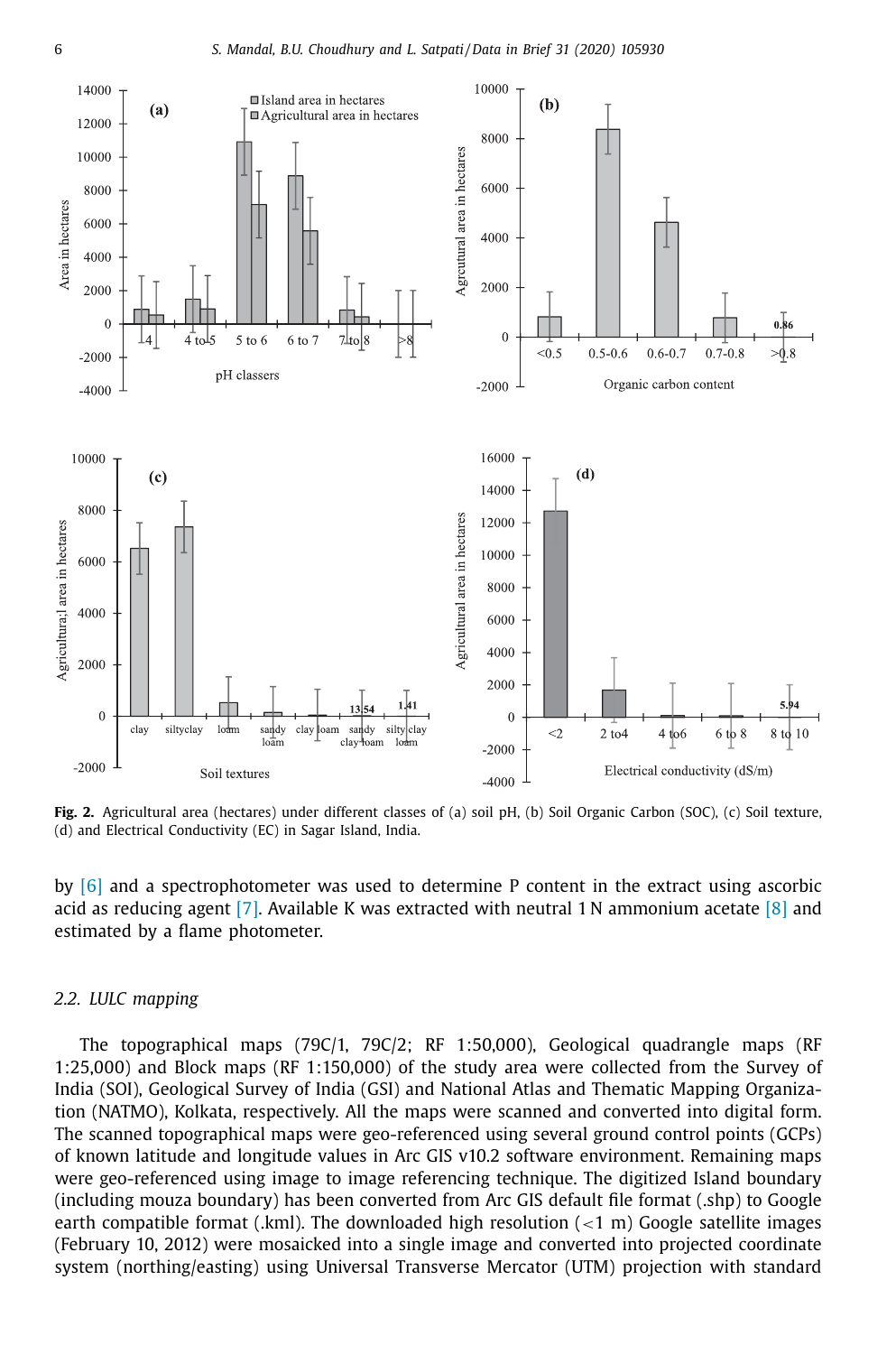**Fig. 2.** Agricultural area (hectares) under different classes of (a) soil pH, (b) Soil Organic Carbon (SOC), (c) Soil texture, (d) and Electrical Conductivity (EC) in Sagar Island, India.

by [6] and a spectrophotometer was used to determine P content in the extract using ascorbic acid as reducing agent [7]. Available K was extracted with neutral 1 N ammonium acetate [8] and estimated by a flame photometer.

### 2.2. LULC mapping

The topographical maps (79C/1, 79C/2; RF 1:50,000), Geological quadrangle maps (RF 1:25,000) and Block maps (RF 1:150,000) of the study area were collected from the Survey of India (SOI), Geological Survey of India (GSI) and National Atlas and Thematic Mapping Organization (NATMO), Kolkata, respectively. All the maps were scanned and converted into digital form. The scanned topographical maps were geo-referenced using several ground control points (GCPs) of known latitude and longitude values in Arc GIS v10.2 software environment. Remaining maps were geo-referenced using image to image referencing technique. The digitized Island boundary (including mouza boundary) has been converted from Arc GIS default file format (.shp) to Google earth compatible format (.kml). The downloaded high resolution (<1 m) Google satellite images (February 10, 2012) were mosaicked into a single image and converted into projected coordinate system (northing/easting) using Universal Transverse Mercator (UTM) projection with standard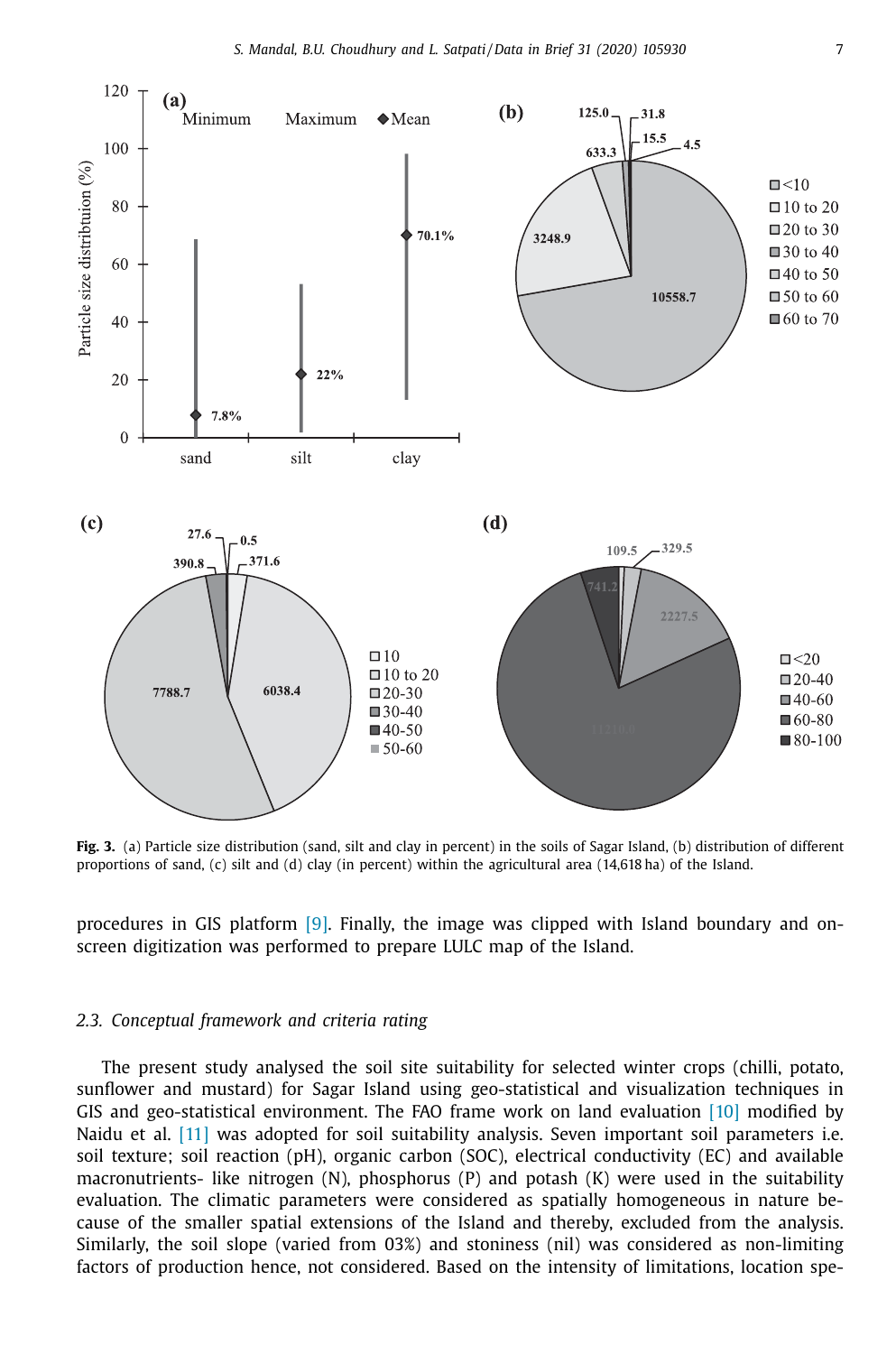**Fig. 3.** (a) Particle size distribution (sand, silt and clay in percent) in the soils of Sagar Island, (b) distribution of different proportions of sand, (c) silt and (d) clay (in percent) within the agricultural area (14,618 ha) of the Island.

procedures in GIS platform [9]. Finally, the image was clipped with Island boundary and on-screen digitization was performed to prepare LULC map of the Island.

### *2.3. Conceptual framework and criteria rating*

The present study analysed the soil site suitability for selected winter crops (chilli, potato, sunflower and mustard) for Sagar Island using geo-statistical and visualization techniques in GIS and geo-statistical environment. The FAO frame work on land evaluation [10] modified by Naidu et al. [11] was adopted for soil suitability analysis. Seven important soil parameters i.e. soil texture; soil reaction (pH), organic carbon (SOC), electrical conductivity (EC) and available macronutrients- like nitrogen (N), phosphorus (P) and potash (K) were used in the suitability evaluation. The climatic parameters were considered as spatially homogeneous in nature because of the smaller spatial extensions of the Island and thereby, excluded from the analysis. Similarly, the soil slope (varied from 03%) and stoniness (nil) was considered as non-limiting factors of production hence, not considered. Based on the intensity of limitations, location spe-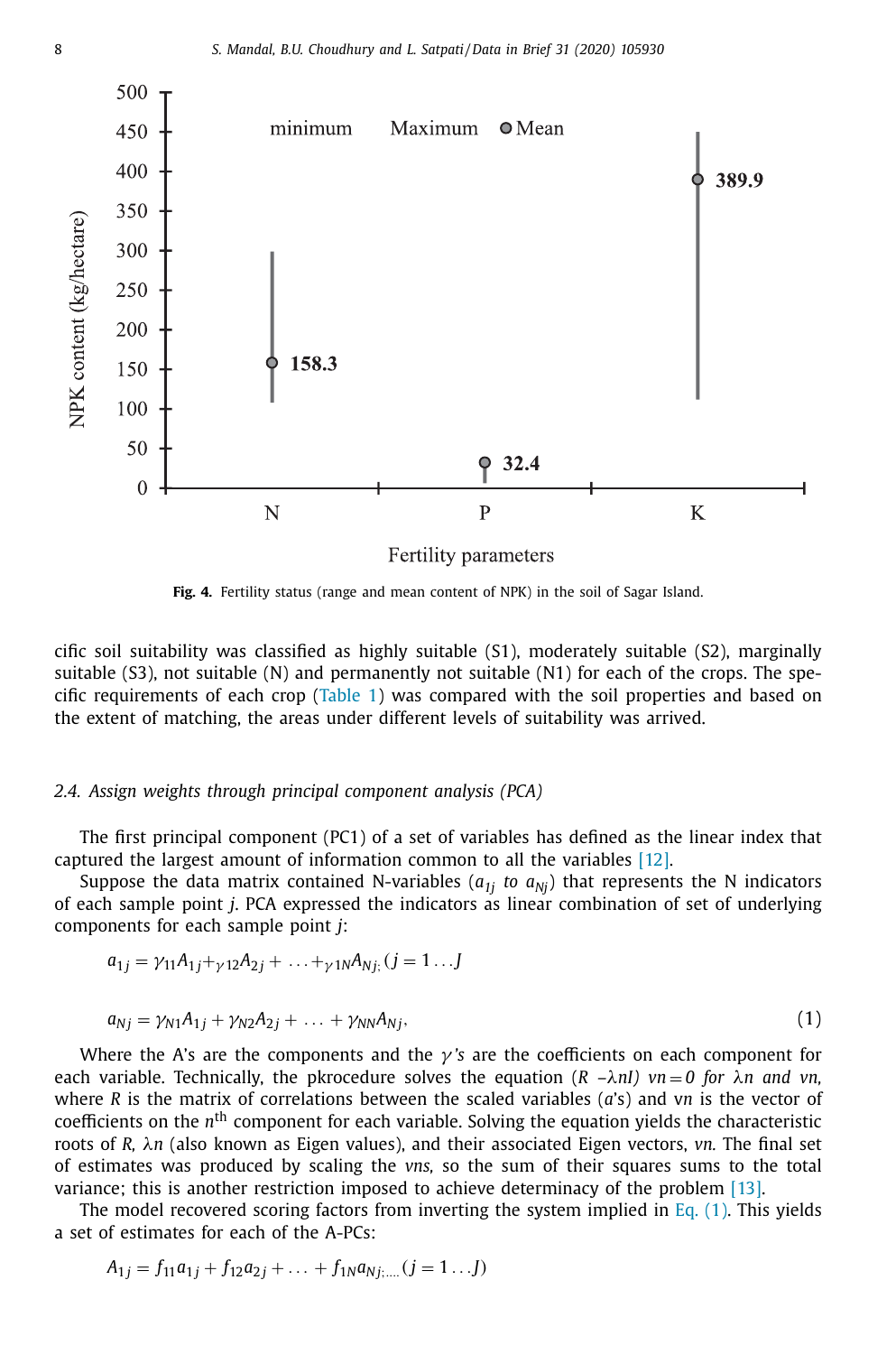Fig. 4. Fertility status (range and mean content of NPK) in the soil of Sagar Island.

cific soil suitability was classified as highly suitable (S1), moderately suitable (S2), marginally suitable (S3), not suitable (N) and permanently not suitable (N1) for each of the crops. The specific requirements of each crop (Table 1) was compared with the soil properties and based on the extent of matching, the areas under different levels of suitability was arrived.

### 2.4. Assign weights through principal component analysis (PCA)

The first principal component (PC1) of a set of variables has defined as the linear index that captured the largest amount of information common to all the variables [12].

Suppose the data matrix contained N-variables ($a_{1j}$ *to* $a_{Nj}$) that represents the N indicators of each sample point *j*. PCA expressed the indicators as linear combination of set of underlying components for each sample point *j*:

$$a_{1j} = \gamma_{11}A_{1j} + \gamma_{12}A_{2j} + \ldots + \gamma_{1N}A_{Nj;}\,(j = 1\ldots J$$

$$a_{Nj} = \gamma_{N1}A_{1j} + \gamma_{N2}A_{2j} + \ldots + \gamma_{NN}A_{Nj}, \tag{1}$$

Where the A's are the components and the $\gamma$*'s* are the coefficients on each component for each variable. Technically, the pkrocedure solves the equation ($R - \lambda nI$) $vn = 0$ *for* $\lambda n$ *and* $vn$*,* where *R* is the matrix of correlations between the scaled variables (*a*'s) and $vn$ is the vector of coefficients on the $n^{th}$ component for each variable. Solving the equation yields the characteristic roots of *R*, $\lambda n$ (also known as Eigen values), and their associated Eigen vectors, $vn$. The final set of estimates was produced by scaling the *vns,* so the sum of their squares sums to the total variance; this is another restriction imposed to achieve determinacy of the problem [13].

The model recovered scoring factors from inverting the system implied in Eq. (1). This yields a set of estimates for each of the A-PCs:

$$A_{1j} = f_{11}a_{1j} + f_{12}a_{2j} + \ldots + f_{1N}a_{Nj;\ldots.}\,(j = 1\ldots J)$$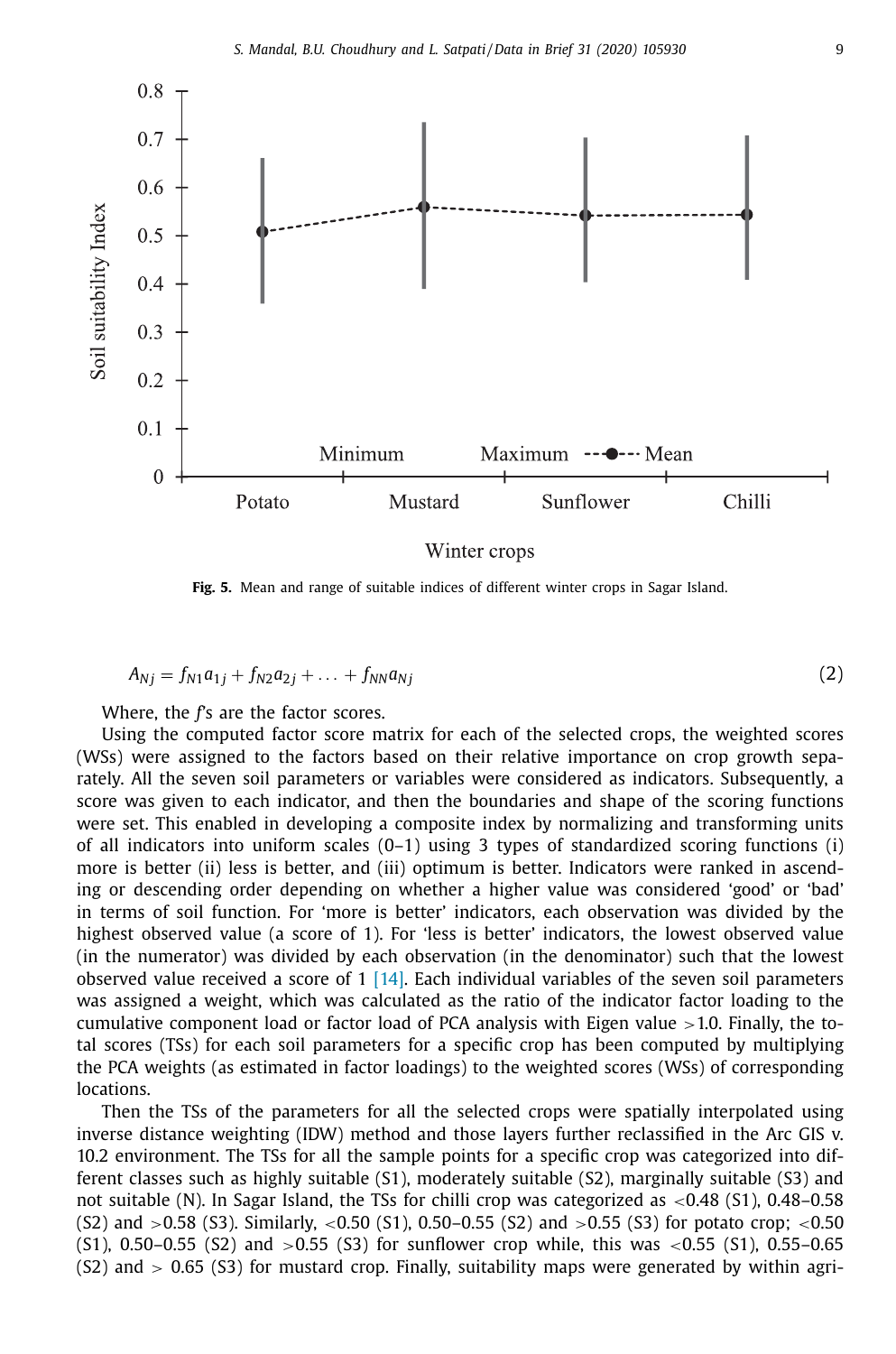Fig. 5. Mean and range of suitable indices of different winter crops in Sagar Island.

$$A_{Nj} = f_{N1}a_{1j} + f_{N2}a_{2j} + \ldots + f_{NN}a_{Nj} \quad (2)$$

Where, the $f$'s are the factor scores.

Using the computed factor score matrix for each of the selected crops, the weighted scores (WSs) were assigned to the factors based on their relative importance on crop growth separately. All the seven soil parameters or variables were considered as indicators. Subsequently, a score was given to each indicator, and then the boundaries and shape of the scoring functions were set. This enabled in developing a composite index by normalizing and transforming units of all indicators into uniform scales (0–1) using 3 types of standardized scoring functions (i) more is better (ii) less is better, and (iii) optimum is better. Indicators were ranked in ascending or descending order depending on whether a higher value was considered 'good' or 'bad' in terms of soil function. For 'more is better' indicators, each observation was divided by the highest observed value (a score of 1). For 'less is better' indicators, the lowest observed value (in the numerator) was divided by each observation (in the denominator) such that the lowest observed value received a score of 1 [14]. Each individual variables of the seven soil parameters was assigned a weight, which was calculated as the ratio of the indicator factor loading to the cumulative component load or factor load of PCA analysis with Eigen value >1.0. Finally, the total scores (TSs) for each soil parameters for a specific crop has been computed by multiplying the PCA weights (as estimated in factor loadings) to the weighted scores (WSs) of corresponding locations.

Then the TSs of the parameters for all the selected crops were spatially interpolated using inverse distance weighting (IDW) method and those layers further reclassified in the Arc GIS v. 10.2 environment. The TSs for all the sample points for a specific crop was categorized into different classes such as highly suitable (S1), moderately suitable (S2), marginally suitable (S3) and not suitable (N). In Sagar Island, the TSs for chilli crop was categorized as <0.48 (S1), 0.48–0.58 (S2) and >0.58 (S3). Similarly, <0.50 (S1), 0.50–0.55 (S2) and >0.55 (S3) for potato crop; <0.50 (S1), 0.50–0.55 (S2) and >0.55 (S3) for sunflower crop while, this was <0.55 (S1), 0.55–0.65 (S2) and > 0.65 (S3) for mustard crop. Finally, suitability maps were generated by within agri-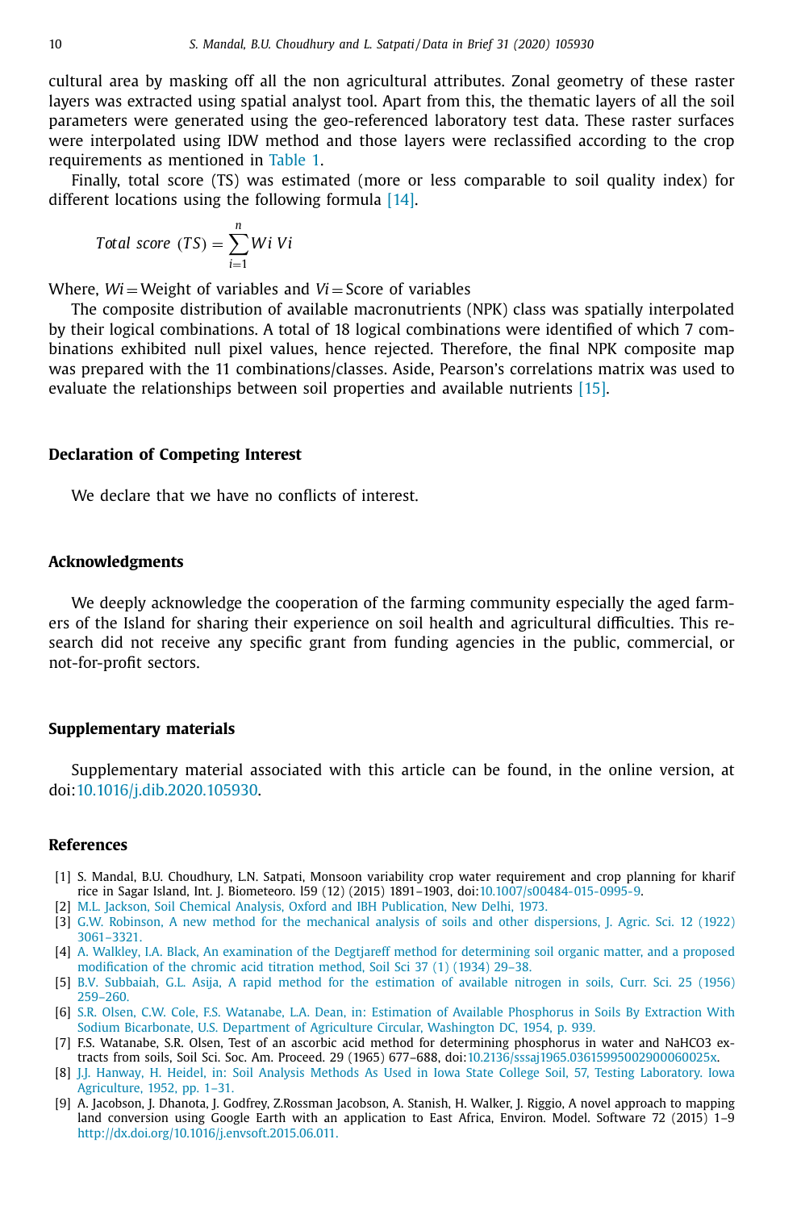cultural area by masking off all the non agricultural attributes. Zonal geometry of these raster layers was extracted using spatial analyst tool. Apart from this, the thematic layers of all the soil parameters were generated using the geo-referenced laboratory test data. These raster surfaces were interpolated using IDW method and those layers were reclassified according to the crop requirements as mentioned in Table 1.

Finally, total score (TS) was estimated (more or less comparable to soil quality index) for different locations using the following formula [14].

$$Total\ score\ (TS) = \sum_{i=1}^{n} Wi\ Vi$$

Where, $Wi$ = Weight of variables and $Vi$ = Score of variables

The composite distribution of available macronutrients (NPK) class was spatially interpolated by their logical combinations. A total of 18 logical combinations were identified of which 7 combinations exhibited null pixel values, hence rejected. Therefore, the final NPK composite map was prepared with the 11 combinations/classes. Aside, Pearson's correlations matrix was used to evaluate the relationships between soil properties and available nutrients [15].

## Declaration of Competing Interest

We declare that we have no conflicts of interest.

## Acknowledgments

We deeply acknowledge the cooperation of the farming community especially the aged farmers of the Island for sharing their experience on soil health and agricultural difficulties. This research did not receive any specific grant from funding agencies in the public, commercial, or not-for-profit sectors.

## Supplementary materials

Supplementary material associated with this article can be found, in the online version, at doi:10.1016/j.dib.2020.105930.

## References

[1] S. Mandal, B.U. Choudhury, L.N. Satpati, Monsoon variability crop water requirement and crop planning for kharif rice in Sagar Island, Int. J. Biometeoro. l59 (12) (2015) 1891–1903, doi:10.1007/s00484-015-0995-9.

[2] M.L. Jackson, Soil Chemical Analysis, Oxford and IBH Publication, New Delhi, 1973.

[3] G.W. Robinson, A new method for the mechanical analysis of soils and other dispersions, J. Agric. Sci. 12 (1922) 3061–3321.

[4] A. Walkley, I.A. Black, An examination of the Degtjareff method for determining soil organic matter, and a proposed modification of the chromic acid titration method, Soil Sci 37 (1) (1934) 29–38.

[5] B.V. Subbaiah, G.L. Asija, A rapid method for the estimation of available nitrogen in soils, Curr. Sci. 25 (1956) 259–260.

[6] S.R. Olsen, C.W. Cole, F.S. Watanabe, L.A. Dean, in: Estimation of Available Phosphorus in Soils By Extraction With Sodium Bicarbonate, U.S. Department of Agriculture Circular, Washington DC, 1954, p. 939.

[7] F.S. Watanabe, S.R. Olsen, Test of an ascorbic acid method for determining phosphorus in water and NaHCO3 extracts from soils, Soil Sci. Soc. Am. Proceed. 29 (1965) 677–688, doi:10.2136/sssaj1965.03615995002900060025x.

[8] J.J. Hanway, H. Heidel, in: Soil Analysis Methods As Used in Iowa State College Soil, 57, Testing Laboratory. Iowa Agriculture, 1952, pp. 1–31.

[9] A. Jacobson, J. Dhanota, J. Godfrey, Z.Rossman Jacobson, A. Stanish, H. Walker, J. Riggio, A novel approach to mapping land conversion using Google Earth with an application to East Africa, Environ. Model. Software 72 (2015) 1–9 http://dx.doi.org/10.1016/j.envsoft.2015.06.011.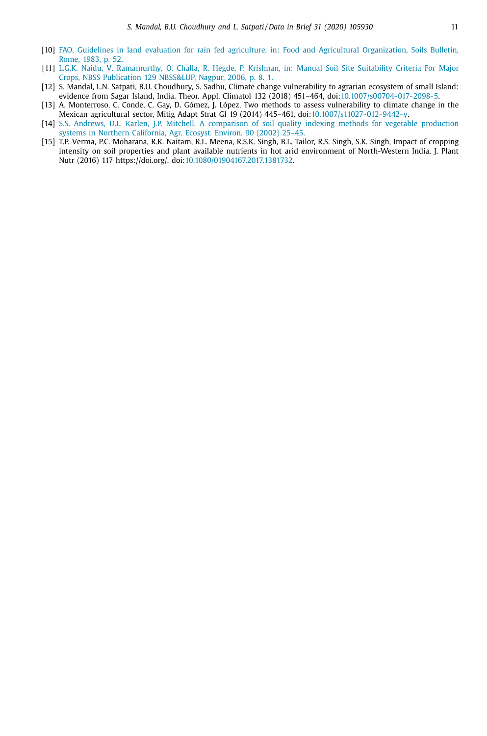[10] FAO, Guidelines in land evaluation for rain fed agriculture, in: Food and Agricultural Organization, Soils Bulletin, Rome, 1983, p. 52.

[11] L.G.K. Naidu, V. Ramamurthy, O. Challa, R. Hegde, P. Krishnan, in: Manual Soil Site Suitability Criteria For Major Crops, NBSS Publication 129 NBSS&LUP, Nagpur, 2006, p. 8. 1.

[12] S. Mandal, L.N. Satpati, B.U. Choudhury, S. Sadhu, Climate change vulnerability to agrarian ecosystem of small Island: evidence from Sagar Island, India. Theor. Appl. Climatol 132 (2018) 451–464, doi:10.1007/s00704-017-2098-5.

[13] A. Monterroso, C. Conde, C. Gay, D. Gómez, J. López, Two methods to assess vulnerability to climate change in the Mexican agricultural sector, Mitig Adapt Strat Gl 19 (2014) 445–461, doi:10.1007/s11027-012-9442-y.

[14] S.S. Andrews, D.L. Karlen, J.P. Mitchell, A comparison of soil quality indexing methods for vegetable production systems in Northern California, Agr. Ecosyst. Environ. 90 (2002) 25–45.

[15] T.P. Verma, P.C. Moharana, R.K. Naitam, R.L. Meena, R.S.K. Singh, B.L. Tailor, R.S. Singh, S.K. Singh, Impact of cropping intensity on soil properties and plant available nutrients in hot arid environment of North-Western India, J. Plant Nutr (2016) 117 https://doi.org/, doi:10.1080/01904167.2017.1381732.